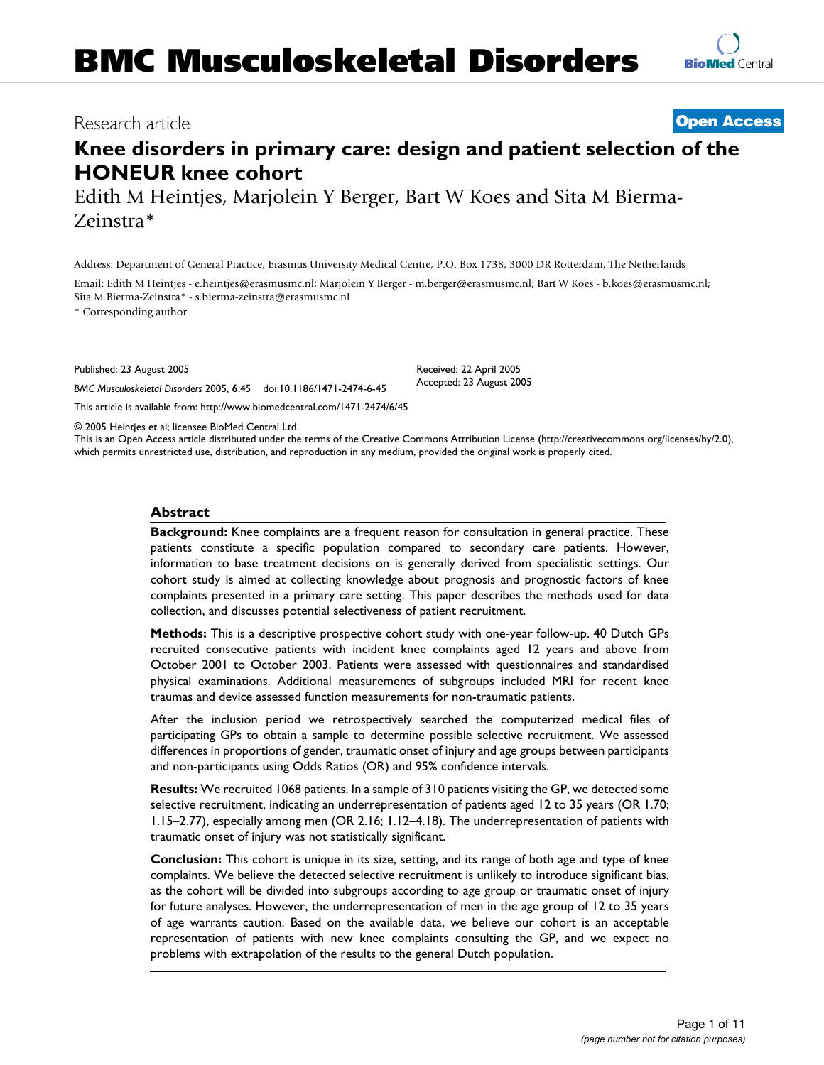# BMC Musculoskeletal Disorders

Research article

**Open Access**

# Knee disorders in primary care: design and patient selection of the HONEUR knee cohort

Edith M Heintjes, Marjolein Y Berger, Bart W Koes and Sita M Bierma-Zeinstra*

Address: Department of General Practice, Erasmus University Medical Centre, P.O. Box 1738, 3000 DR Rotterdam, The Netherlands

Email: Edith M Heintjes - e.heintjes@erasmusmc.nl; Marjolein Y Berger - m.berger@erasmusmc.nl; Bart W Koes - b.koes@erasmusmc.nl; Sita M Bierma-Zeinstra* - s.bierma-zeinstra@erasmusmc.nl

\* Corresponding author

Published: 23 August 2005

*BMC Musculoskeletal Disorders* 2005, **6**:45 doi:10.1186/1471-2474-6-45

Received: 22 April 2005
Accepted: 23 August 2005

This article is available from: http://www.biomedcentral.com/1471-2474/6/45

© 2005 Heintjes et al; licensee BioMed Central Ltd.
This is an Open Access article distributed under the terms of the Creative Commons Attribution License (http://creativecommons.org/licenses/by/2.0), which permits unrestricted use, distribution, and reproduction in any medium, provided the original work is properly cited.

## Abstract

**Background:** Knee complaints are a frequent reason for consultation in general practice. These patients constitute a specific population compared to secondary care patients. However, information to base treatment decisions on is generally derived from specialistic settings. Our cohort study is aimed at collecting knowledge about prognosis and prognostic factors of knee complaints presented in a primary care setting. This paper describes the methods used for data collection, and discusses potential selectiveness of patient recruitment.

**Methods:** This is a descriptive prospective cohort study with one-year follow-up. 40 Dutch GPs recruited consecutive patients with incident knee complaints aged 12 years and above from October 2001 to October 2003. Patients were assessed with questionnaires and standardised physical examinations. Additional measurements of subgroups included MRI for recent knee traumas and device assessed function measurements for non-traumatic patients.

After the inclusion period we retrospectively searched the computerized medical files of participating GPs to obtain a sample to determine possible selective recruitment. We assessed differences in proportions of gender, traumatic onset of injury and age groups between participants and non-participants using Odds Ratios (OR) and 95% confidence intervals.

**Results:** We recruited 1068 patients. In a sample of 310 patients visiting the GP, we detected some selective recruitment, indicating an underrepresentation of patients aged 12 to 35 years (OR 1.70; 1.15–2.77), especially among men (OR 2.16; 1.12–4.18). The underrepresentation of patients with traumatic onset of injury was not statistically significant.

**Conclusion:** This cohort is unique in its size, setting, and its range of both age and type of knee complaints. We believe the detected selective recruitment is unlikely to introduce significant bias, as the cohort will be divided into subgroups according to age group or traumatic onset of injury for future analyses. However, the underrepresentation of men in the age group of 12 to 35 years of age warrants caution. Based on the available data, we believe our cohort is an acceptable representation of patients with new knee complaints consulting the GP, and we expect no problems with extrapolation of the results to the general Dutch population.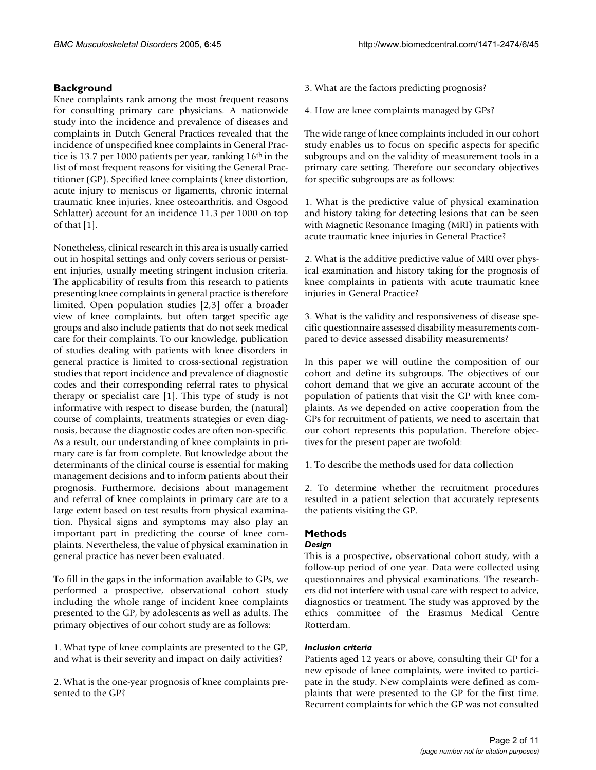## Background

Knee complaints rank among the most frequent reasons for consulting primary care physicians. A nationwide study into the incidence and prevalence of diseases and complaints in Dutch General Practices revealed that the incidence of unspecified knee complaints in General Practice is 13.7 per 1000 patients per year, ranking 16th in the list of most frequent reasons for visiting the General Practitioner (GP). Specified knee complaints (knee distortion, acute injury to meniscus or ligaments, chronic internal traumatic knee injuries, knee osteoarthritis, and Osgood Schlatter) account for an incidence 11.3 per 1000 on top of that [1].

Nonetheless, clinical research in this area is usually carried out in hospital settings and only covers serious or persistent injuries, usually meeting stringent inclusion criteria. The applicability of results from this research to patients presenting knee complaints in general practice is therefore limited. Open population studies [2,3] offer a broader view of knee complaints, but often target specific age groups and also include patients that do not seek medical care for their complaints. To our knowledge, publication of studies dealing with patients with knee disorders in general practice is limited to cross-sectional registration studies that report incidence and prevalence of diagnostic codes and their corresponding referral rates to physical therapy or specialist care [1]. This type of study is not informative with respect to disease burden, the (natural) course of complaints, treatments strategies or even diagnosis, because the diagnostic codes are often non-specific. As a result, our understanding of knee complaints in primary care is far from complete. But knowledge about the determinants of the clinical course is essential for making management decisions and to inform patients about their prognosis. Furthermore, decisions about management and referral of knee complaints in primary care are to a large extent based on test results from physical examination. Physical signs and symptoms may also play an important part in predicting the course of knee complaints. Nevertheless, the value of physical examination in general practice has never been evaluated.

To fill in the gaps in the information available to GPs, we performed a prospective, observational cohort study including the whole range of incident knee complaints presented to the GP, by adolescents as well as adults. The primary objectives of our cohort study are as follows:

1. What type of knee complaints are presented to the GP, and what is their severity and impact on daily activities?

2. What is the one-year prognosis of knee complaints presented to the GP?

3. What are the factors predicting prognosis?

4. How are knee complaints managed by GPs?

The wide range of knee complaints included in our cohort study enables us to focus on specific aspects for specific subgroups and on the validity of measurement tools in a primary care setting. Therefore our secondary objectives for specific subgroups are as follows:

1. What is the predictive value of physical examination and history taking for detecting lesions that can be seen with Magnetic Resonance Imaging (MRI) in patients with acute traumatic knee injuries in General Practice?

2. What is the additive predictive value of MRI over physical examination and history taking for the prognosis of knee complaints in patients with acute traumatic knee injuries in General Practice?

3. What is the validity and responsiveness of disease specific questionnaire assessed disability measurements compared to device assessed disability measurements?

In this paper we will outline the composition of our cohort and define its subgroups. The objectives of our cohort demand that we give an accurate account of the population of patients that visit the GP with knee complaints. As we depended on active cooperation from the GPs for recruitment of patients, we need to ascertain that our cohort represents this population. Therefore objectives for the present paper are twofold:

1. To describe the methods used for data collection

2. To determine whether the recruitment procedures resulted in a patient selection that accurately represents the patients visiting the GP.

## Methods

### *Design*

This is a prospective, observational cohort study, with a follow-up period of one year. Data were collected using questionnaires and physical examinations. The researchers did not interfere with usual care with respect to advice, diagnostics or treatment. The study was approved by the ethics committee of the Erasmus Medical Centre Rotterdam.

### *Inclusion criteria*

Patients aged 12 years or above, consulting their GP for a new episode of knee complaints, were invited to participate in the study. New complaints were defined as complaints that were presented to the GP for the first time. Recurrent complaints for which the GP was not consulted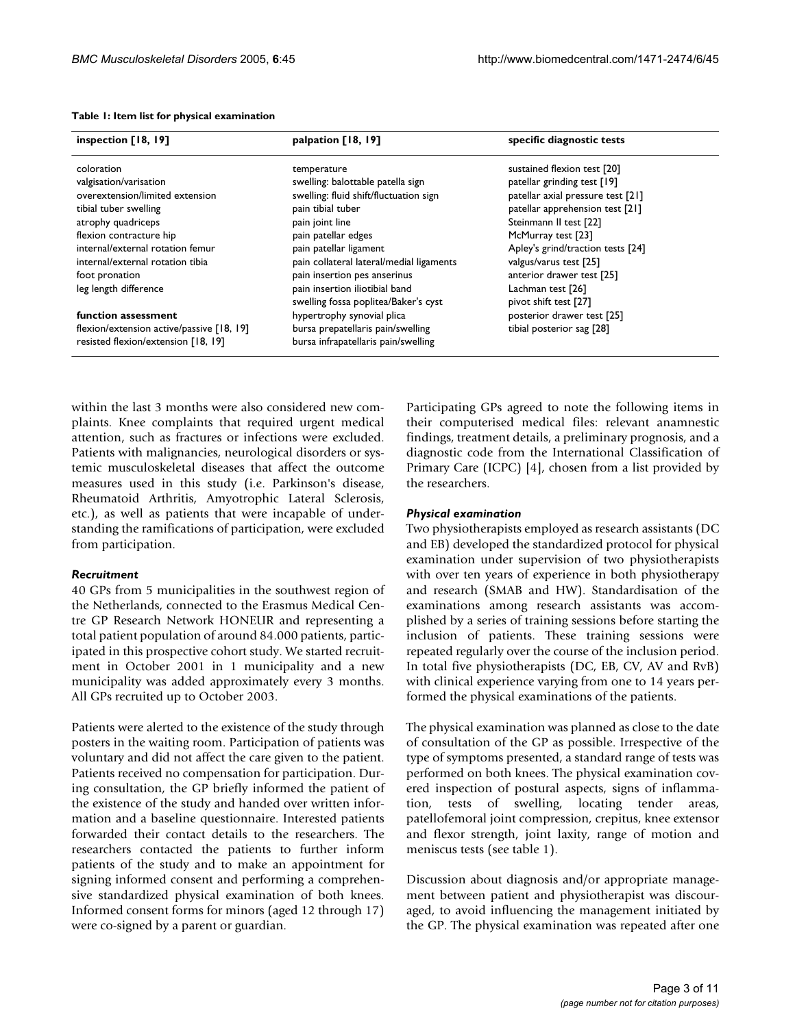**Table 1: Item list for physical examination**

| inspection [18, 19] | palpation [18, 19] | specific diagnostic tests |
| --- | --- | --- |
| coloration | temperature | sustained flexion test [20] |
| valgisation/varisation | swelling: balottable patella sign | patellar grinding test [19] |
| overextension/limited extension | swelling: fluid shift/fluctuation sign | patellar axial pressure test [21] |
| tibial tuber swelling | pain tibial tuber | patellar apprehension test [21] |
| atrophy quadriceps | pain joint line | Steinmann II test [22] |
| flexion contracture hip | pain patellar edges | McMurray test [23] |
| internal/external rotation femur | pain patellar ligament | Apley's grind/traction tests [24] |
| internal/external rotation tibia | pain collateral lateral/medial ligaments | valgus/varus test [25] |
| foot pronation | pain insertion pes anserinus | anterior drawer test [25] |
| leg length difference | pain insertion iliotibial band | Lachman test [26] |
| | swelling fossa poplitea/Baker's cyst | pivot shift test [27] |
| **function assessment** | hypertrophy synovial plica | posterior drawer test [25] |
| flexion/extension active/passive [18, 19] | bursa prepatellaris pain/swelling | tibial posterior sag [28] |
| resisted flexion/extension [18, 19] | bursa infrapatellaris pain/swelling | |

within the last 3 months were also considered new complaints. Knee complaints that required urgent medical attention, such as fractures or infections were excluded. Patients with malignancies, neurological disorders or systemic musculoskeletal diseases that affect the outcome measures used in this study (i.e. Parkinson's disease, Rheumatoid Arthritis, Amyotrophic Lateral Sclerosis, etc.), as well as patients that were incapable of understanding the ramifications of participation, were excluded from participation.

### *Recruitment*

40 GPs from 5 municipalities in the southwest region of the Netherlands, connected to the Erasmus Medical Centre GP Research Network HONEUR and representing a total patient population of around 84.000 patients, participated in this prospective cohort study. We started recruitment in October 2001 in 1 municipality and a new municipality was added approximately every 3 months. All GPs recruited up to October 2003.

Patients were alerted to the existence of the study through posters in the waiting room. Participation of patients was voluntary and did not affect the care given to the patient. Patients received no compensation for participation. During consultation, the GP briefly informed the patient of the existence of the study and handed over written information and a baseline questionnaire. Interested patients forwarded their contact details to the researchers. The researchers contacted the patients to further inform patients of the study and to make an appointment for signing informed consent and performing a comprehensive standardized physical examination of both knees. Informed consent forms for minors (aged 12 through 17) were co-signed by a parent or guardian.

Participating GPs agreed to note the following items in their computerised medical files: relevant anamnestic findings, treatment details, a preliminary prognosis, and a diagnostic code from the International Classification of Primary Care (ICPC) [4], chosen from a list provided by the researchers.

### *Physical examination*

Two physiotherapists employed as research assistants (DC and EB) developed the standardized protocol for physical examination under supervision of two physiotherapists with over ten years of experience in both physiotherapy and research (SMAB and HW). Standardisation of the examinations among research assistants was accomplished by a series of training sessions before starting the inclusion of patients. These training sessions were repeated regularly over the course of the inclusion period. In total five physiotherapists (DC, EB, CV, AV and RvB) with clinical experience varying from one to 14 years performed the physical examinations of the patients.

The physical examination was planned as close to the date of consultation of the GP as possible. Irrespective of the type of symptoms presented, a standard range of tests was performed on both knees. The physical examination covered inspection of postural aspects, signs of inflammation, tests of swelling, locating tender areas, patellofemoral joint compression, crepitus, knee extensor and flexor strength, joint laxity, range of motion and meniscus tests (see table 1).

Discussion about diagnosis and/or appropriate management between patient and physiotherapist was discouraged, to avoid influencing the management initiated by the GP. The physical examination was repeated after one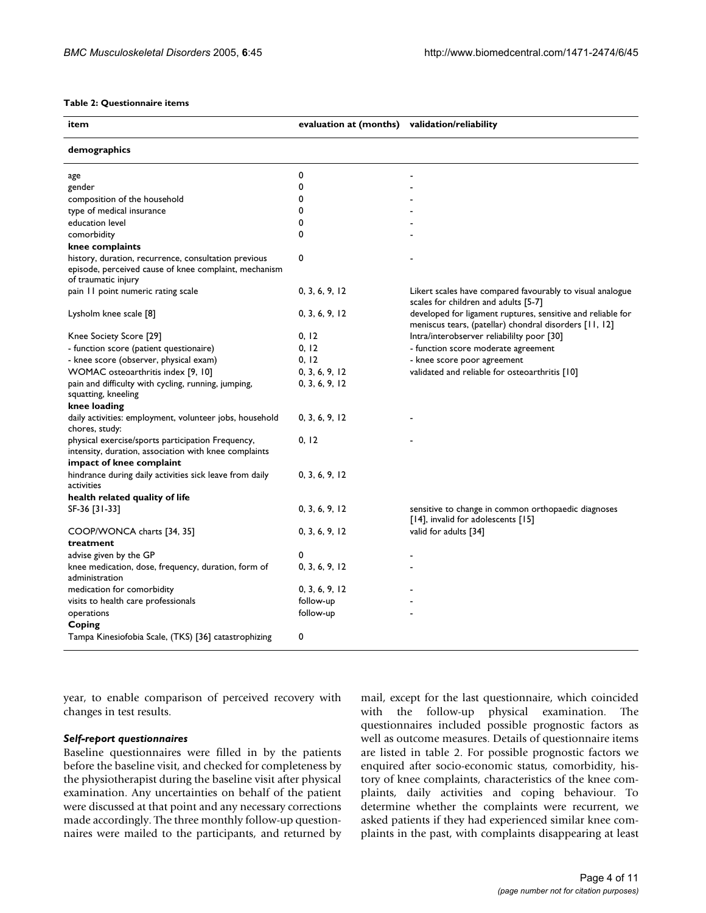**Table 2: Questionnaire items**

| item | evaluation at (months) | validation/reliability |
|---|---|---|
| **demographics** | | |
| age | 0 | - |
| gender | 0 | - |
| composition of the household | 0 | - |
| type of medical insurance | 0 | - |
| education level | 0 | - |
| comorbidity | 0 | - |
| **knee complaints** | | |
| history, duration, recurrence, consultation previous episode, perceived cause of knee complaint, mechanism of traumatic injury | 0 | - |
| pain 11 point numeric rating scale | 0, 3, 6, 9, 12 | Likert scales have compared favourably to visual analogue scales for children and adults [5-7] |
| Lysholm knee scale [8] | 0, 3, 6, 9, 12 | developed for ligament ruptures, sensitive and reliable for meniscus tears, (patellar) chondral disorders [11, 12] |
| Knee Society Score [29] | 0, 12 | Intra/interobserver reliabililty poor [30] |
| - function score (patient questionaire) | 0, 12 | - function score moderate agreement |
| - knee score (observer, physical exam) | 0, 12 | - knee score poor agreement |
| WOMAC osteoarthritis index [9, 10] | 0, 3, 6, 9, 12 | validated and reliable for osteoarthritis [10] |
| pain and difficulty with cycling, running, jumping, squatting, kneeling | 0, 3, 6, 9, 12 | |
| **knee loading** | | |
| daily activities: employment, volunteer jobs, household chores, study: | 0, 3, 6, 9, 12 | - |
| physical exercise/sports participation Frequency, intensity, duration, association with knee complaints | 0, 12 | - |
| **impact of knee complaint** | | |
| hindrance during daily activities sick leave from daily activities | 0, 3, 6, 9, 12 | |
| **health related quality of life** | | |
| SF-36 [31-33] | 0, 3, 6, 9, 12 | sensitive to change in common orthopaedic diagnoses [14], invalid for adolescents [15] |
| COOP/WONCA charts [34, 35] | 0, 3, 6, 9, 12 | valid for adults [34] |
| **treatment** | | |
| advise given by the GP | 0 | - |
| knee medication, dose, frequency, duration, form of administration | 0, 3, 6, 9, 12 | - |
| medication for comorbidity | 0, 3, 6, 9, 12 | - |
| visits to health care professionals | follow-up | - |
| operations | follow-up | - |
| **Coping** | | |
| Tampa Kinesiofobia Scale, (TKS) [36] catastrophizing | 0 | |

year, to enable comparison of perceived recovery with changes in test results.

### *Self-report questionnaires*

Baseline questionnaires were filled in by the patients before the baseline visit, and checked for completeness by the physiotherapist during the baseline visit after physical examination. Any uncertainties on behalf of the patient were discussed at that point and any necessary corrections made accordingly. The three monthly follow-up questionnaires were mailed to the participants, and returned by mail, except for the last questionnaire, which coincided with the follow-up physical examination. The questionnaires included possible prognostic factors as well as outcome measures. Details of questionnaire items are listed in table 2. For possible prognostic factors we enquired after socio-economic status, comorbidity, history of knee complaints, characteristics of the knee complaints, daily activities and coping behaviour. To determine whether the complaints were recurrent, we asked patients if they had experienced similar knee complaints in the past, with complaints disappearing at least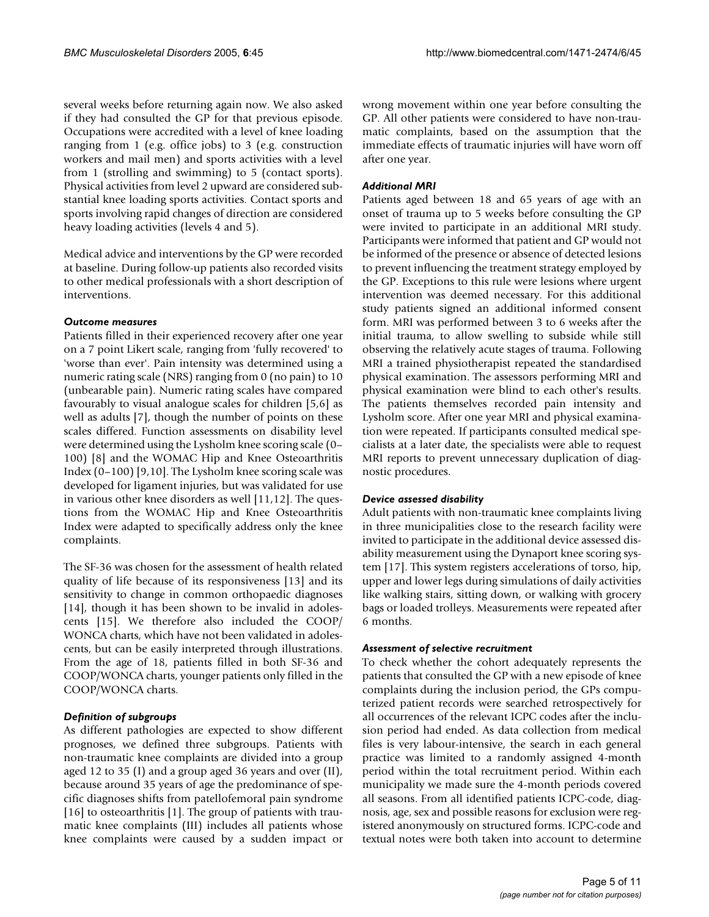several weeks before returning again now. We also asked if they had consulted the GP for that previous episode. Occupations were accredited with a level of knee loading ranging from 1 (e.g. office jobs) to 3 (e.g. construction workers and mail men) and sports activities with a level from 1 (strolling and swimming) to 5 (contact sports). Physical activities from level 2 upward are considered substantial knee loading sports activities. Contact sports and sports involving rapid changes of direction are considered heavy loading activities (levels 4 and 5).

Medical advice and interventions by the GP were recorded at baseline. During follow-up patients also recorded visits to other medical professionals with a short description of interventions.

### *Outcome measures*

Patients filled in their experienced recovery after one year on a 7 point Likert scale, ranging from 'fully recovered' to 'worse than ever'. Pain intensity was determined using a numeric rating scale (NRS) ranging from 0 (no pain) to 10 (unbearable pain). Numeric rating scales have compared favourably to visual analogue scales for children [5,6] as well as adults [7], though the number of points on these scales differed. Function assessments on disability level were determined using the Lysholm knee scoring scale (0–100) [8] and the WOMAC Hip and Knee Osteoarthritis Index (0–100) [9,10]. The Lysholm knee scoring scale was developed for ligament injuries, but was validated for use in various other knee disorders as well [11,12]. The questions from the WOMAC Hip and Knee Osteoarthritis Index were adapted to specifically address only the knee complaints.

The SF-36 was chosen for the assessment of health related quality of life because of its responsiveness [13] and its sensitivity to change in common orthopaedic diagnoses [14], though it has been shown to be invalid in adolescents [15]. We therefore also included the COOP/WONCA charts, which have not been validated in adolescents, but can be easily interpreted through illustrations. From the age of 18, patients filled in both SF-36 and COOP/WONCA charts, younger patients only filled in the COOP/WONCA charts.

### *Definition of subgroups*

As different pathologies are expected to show different prognoses, we defined three subgroups. Patients with non-traumatic knee complaints are divided into a group aged 12 to 35 (I) and a group aged 36 years and over (II), because around 35 years of age the predominance of specific diagnoses shifts from patellofemoral pain syndrome [16] to osteoarthritis [1]. The group of patients with traumatic knee complaints (III) includes all patients whose knee complaints were caused by a sudden impact or wrong movement within one year before consulting the GP. All other patients were considered to have non-traumatic complaints, based on the assumption that the immediate effects of traumatic injuries will have worn off after one year.

### *Additional MRI*

Patients aged between 18 and 65 years of age with an onset of trauma up to 5 weeks before consulting the GP were invited to participate in an additional MRI study. Participants were informed that patient and GP would not be informed of the presence or absence of detected lesions to prevent influencing the treatment strategy employed by the GP. Exceptions to this rule were lesions where urgent intervention was deemed necessary. For this additional study patients signed an additional informed consent form. MRI was performed between 3 to 6 weeks after the initial trauma, to allow swelling to subside while still observing the relatively acute stages of trauma. Following MRI a trained physiotherapist repeated the standardised physical examination. The assessors performing MRI and physical examination were blind to each other's results. The patients themselves recorded pain intensity and Lysholm score. After one year MRI and physical examination were repeated. If participants consulted medical specialists at a later date, the specialists were able to request MRI reports to prevent unnecessary duplication of diagnostic procedures.

### *Device assessed disability*

Adult patients with non-traumatic knee complaints living in three municipalities close to the research facility were invited to participate in the additional device assessed disability measurement using the Dynaport knee scoring system [17]. This system registers accelerations of torso, hip, upper and lower legs during simulations of daily activities like walking stairs, sitting down, or walking with grocery bags or loaded trolleys. Measurements were repeated after 6 months.

### *Assessment of selective recruitment*

To check whether the cohort adequately represents the patients that consulted the GP with a new episode of knee complaints during the inclusion period, the GPs computerized patient records were searched retrospectively for all occurrences of the relevant ICPC codes after the inclusion period had ended. As data collection from medical files is very labour-intensive, the search in each general practice was limited to a randomly assigned 4-month period within the total recruitment period. Within each municipality we made sure the 4-month periods covered all seasons. From all identified patients ICPC-code, diagnosis, age, sex and possible reasons for exclusion were registered anonymously on structured forms. ICPC-code and textual notes were both taken into account to determine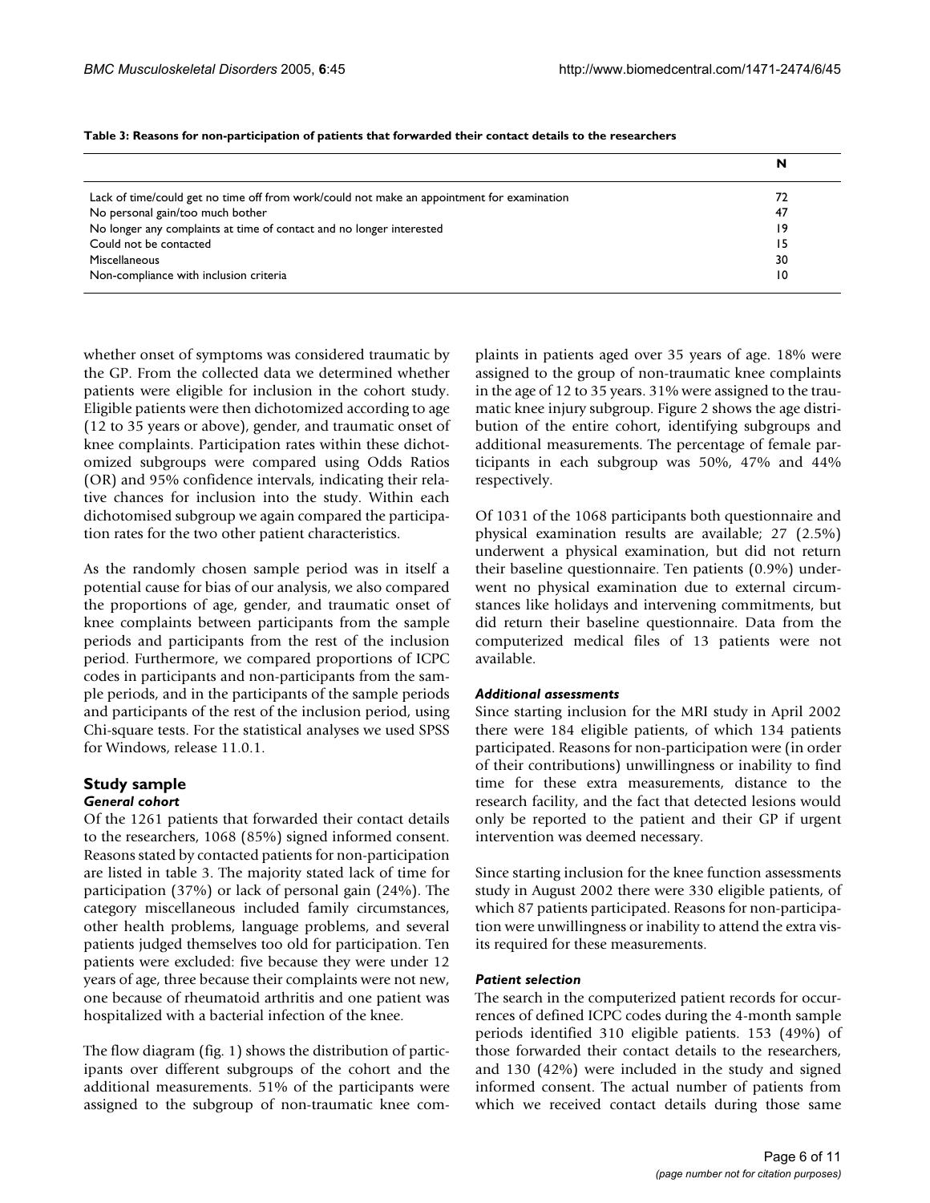**Table 3: Reasons for non-participation of patients that forwarded their contact details to the researchers**

| | N |
|---|---|
| Lack of time/could get no time off from work/could not make an appointment for examination | 72 |
| No personal gain/too much bother | 47 |
| No longer any complaints at time of contact and no longer interested | 19 |
| Could not be contacted | 15 |
| Miscellaneous | 30 |
| Non-compliance with inclusion criteria | 10 |

whether onset of symptoms was considered traumatic by the GP. From the collected data we determined whether patients were eligible for inclusion in the cohort study. Eligible patients were then dichotomized according to age (12 to 35 years or above), gender, and traumatic onset of knee complaints. Participation rates within these dichotomized subgroups were compared using Odds Ratios (OR) and 95% confidence intervals, indicating their relative chances for inclusion into the study. Within each dichotomised subgroup we again compared the participation rates for the two other patient characteristics.

As the randomly chosen sample period was in itself a potential cause for bias of our analysis, we also compared the proportions of age, gender, and traumatic onset of knee complaints between participants from the sample periods and participants from the rest of the inclusion period. Furthermore, we compared proportions of ICPC codes in participants and non-participants from the sample periods, and in the participants of the sample periods and participants of the rest of the inclusion period, using Chi-square tests. For the statistical analyses we used SPSS for Windows, release 11.0.1.

## Study sample

### *General cohort*

Of the 1261 patients that forwarded their contact details to the researchers, 1068 (85%) signed informed consent. Reasons stated by contacted patients for non-participation are listed in table 3. The majority stated lack of time for participation (37%) or lack of personal gain (24%). The category miscellaneous included family circumstances, other health problems, language problems, and several patients judged themselves too old for participation. Ten patients were excluded: five because they were under 12 years of age, three because their complaints were not new, one because of rheumatoid arthritis and one patient was hospitalized with a bacterial infection of the knee.

The flow diagram (fig. 1) shows the distribution of participants over different subgroups of the cohort and the additional measurements. 51% of the participants were assigned to the subgroup of non-traumatic knee complaints in patients aged over 35 years of age. 18% were assigned to the group of non-traumatic knee complaints in the age of 12 to 35 years. 31% were assigned to the traumatic knee injury subgroup. Figure 2 shows the age distribution of the entire cohort, identifying subgroups and additional measurements. The percentage of female participants in each subgroup was 50%, 47% and 44% respectively.

Of 1031 of the 1068 participants both questionnaire and physical examination results are available; 27 (2.5%) underwent a physical examination, but did not return their baseline questionnaire. Ten patients (0.9%) underwent no physical examination due to external circumstances like holidays and intervening commitments, but did return their baseline questionnaire. Data from the computerized medical files of 13 patients were not available.

### *Additional assessments*

Since starting inclusion for the MRI study in April 2002 there were 184 eligible patients, of which 134 patients participated. Reasons for non-participation were (in order of their contributions) unwillingness or inability to find time for these extra measurements, distance to the research facility, and the fact that detected lesions would only be reported to the patient and their GP if urgent intervention was deemed necessary.

Since starting inclusion for the knee function assessments study in August 2002 there were 330 eligible patients, of which 87 patients participated. Reasons for non-participation were unwillingness or inability to attend the extra visits required for these measurements.

### *Patient selection*

The search in the computerized patient records for occurrences of defined ICPC codes during the 4-month sample periods identified 310 eligible patients. 153 (49%) of those forwarded their contact details to the researchers, and 130 (42%) were included in the study and signed informed consent. The actual number of patients from which we received contact details during those same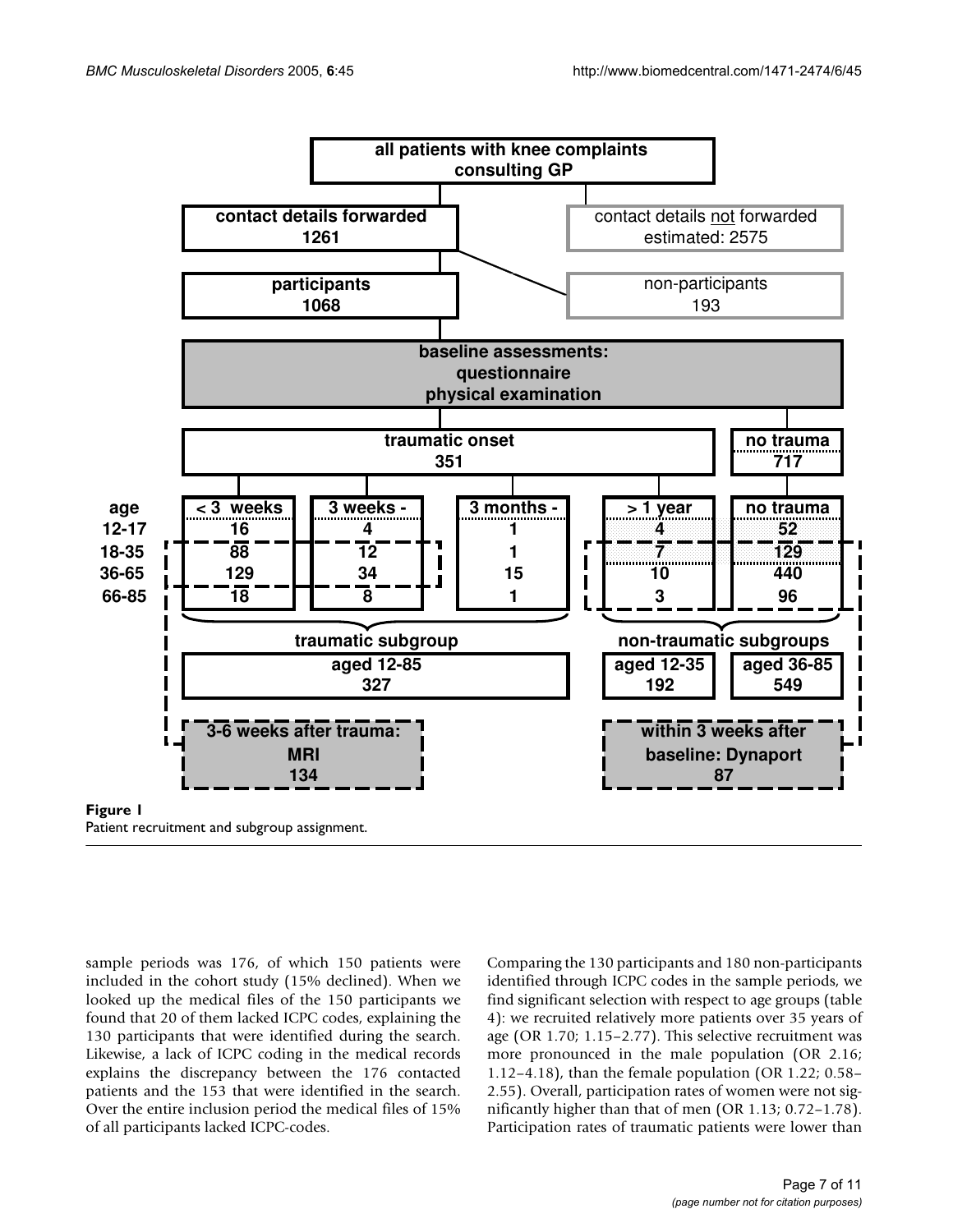all patients with knee complaints consulting GP

| | |
|---|---|
| contact details forwarded 1261 | contact details not forwarded estimated: 2575 |
| participants 1068 | non-participants 193 |

baseline assessments: questionnaire physical examination

| | traumatic onset 351 | | | | no trauma 717 |
|---|---|---|---|---|---|
| age | < 3 weeks | 3 weeks - | 3 months - | > 1 year | no trauma |
| 12-17 | 16 | 4 | 1 | 4 | 52 |
| 18-35 | 88 | 12 | 1 | 7 | 129 |
| 36-65 | 129 | 34 | 15 | 10 | 440 |
| 66-85 | 18 | 8 | 1 | 3 | 96 |

traumatic subgroup: aged 12-85, 327

non-traumatic subgroups: aged 12-35, 192; aged 36-85, 549

3-6 weeks after trauma: MRI 134

within 3 weeks after baseline: Dynaport 87

**Figure 1**
Patient recruitment and subgroup assignment.

sample periods was 176, of which 150 patients were included in the cohort study (15% declined). When we looked up the medical files of the 150 participants we found that 20 of them lacked ICPC codes, explaining the 130 participants that were identified during the search. Likewise, a lack of ICPC coding in the medical records explains the discrepancy between the 176 contacted patients and the 153 that were identified in the search. Over the entire inclusion period the medical files of 15% of all participants lacked ICPC-codes.

Comparing the 130 participants and 180 non-participants identified through ICPC codes in the sample periods, we find significant selection with respect to age groups (table 4): we recruited relatively more patients over 35 years of age (OR 1.70; 1.15–2.77). This selective recruitment was more pronounced in the male population (OR 2.16; 1.12–4.18), than the female population (OR 1.22; 0.58–2.55). Overall, participation rates of women were not significantly higher than that of men (OR 1.13; 0.72–1.78). Participation rates of traumatic patients were lower than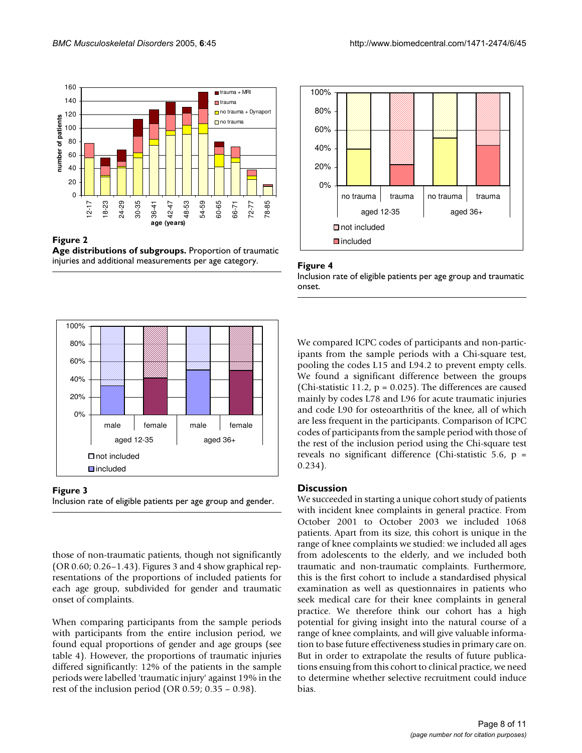**Figure 2**
**Age distributions of subgroups.** Proportion of traumatic injuries and additional measurements per age category.

**Figure 4**
Inclusion rate of eligible patients per age group and traumatic onset.

**Figure 3**
Inclusion rate of eligible patients per age group and gender.

those of non-traumatic patients, though not significantly (OR 0.60; 0.26–1.43). Figures 3 and 4 show graphical representations of the proportions of included patients for each age group, subdivided for gender and traumatic onset of complaints.

When comparing participants from the sample periods with participants from the entire inclusion period, we found equal proportions of gender and age groups (see table 4). However, the proportions of traumatic injuries differed significantly: 12% of the patients in the sample periods were labelled 'traumatic injury' against 19% in the rest of the inclusion period (OR 0.59; 0.35 – 0.98).

We compared ICPC codes of participants and non-participants from the sample periods with a Chi-square test, pooling the codes L15 and L94.2 to prevent empty cells. We found a significant difference between the groups (Chi-statistic 11.2, $p = 0.025$). The differences are caused mainly by codes L78 and L96 for acute traumatic injuries and code L90 for osteoarthritis of the knee, all of which are less frequent in the participants. Comparison of ICPC codes of participants from the sample period with those of the rest of the inclusion period using the Chi-square test reveals no significant difference (Chi-statistic 5.6, $p = 0.234$).

## Discussion

We succeeded in starting a unique cohort study of patients with incident knee complaints in general practice. From October 2001 to October 2003 we included 1068 patients. Apart from its size, this cohort is unique in the range of knee complaints we studied: we included all ages from adolescents to the elderly, and we included both traumatic and non-traumatic complaints. Furthermore, this is the first cohort to include a standardised physical examination as well as questionnaires in patients who seek medical care for their knee complaints in general practice. We therefore think our cohort has a high potential for giving insight into the natural course of a range of knee complaints, and will give valuable information to base future effectiveness studies in primary care on. But in order to extrapolate the results of future publications ensuing from this cohort to clinical practice, we need to determine whether selective recruitment could induce bias.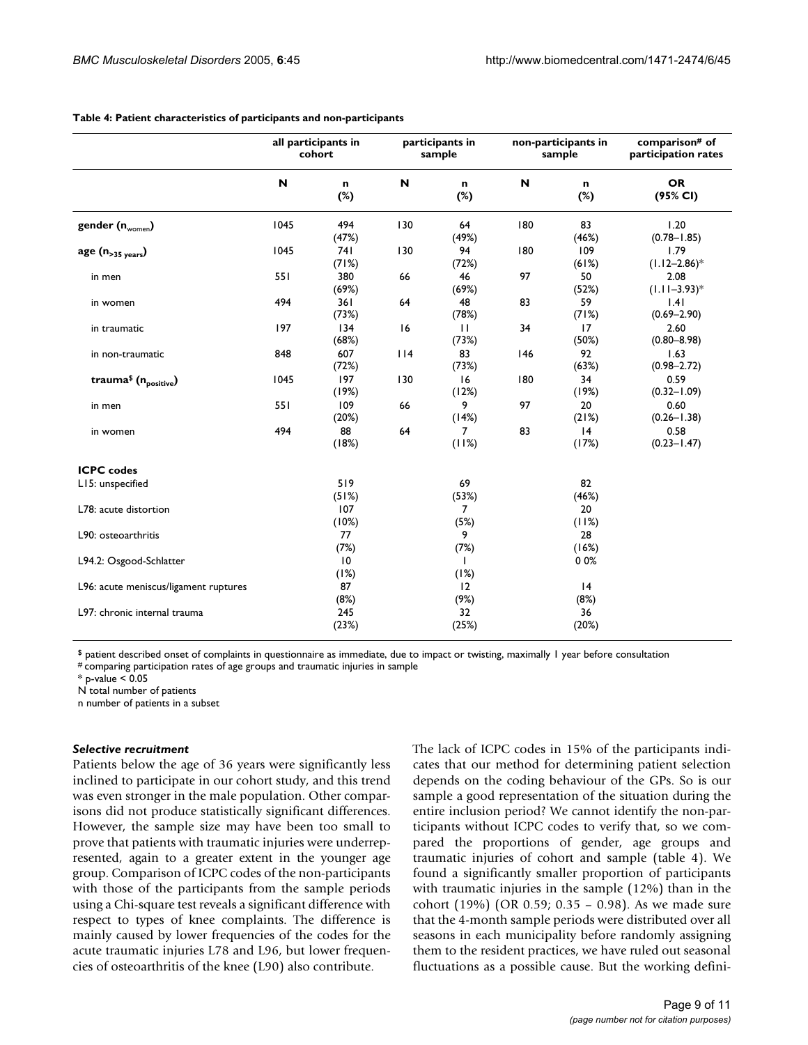**Table 4: Patient characteristics of participants and non-participants**

| | all participants in cohort | | participants in sample | | non-participants in sample | | comparison[#] of participation rates |
|---|---|---|---|---|---|---|---|
| | N | n (%) | N | n (%) | N | n (%) | OR (95% CI) |
| **gender ($n_{women}$)** | 1045 | 494 (47%) | 130 | 64 (49%) | 180 | 83 (46%) | 1.20 (0.78–1.85) |
| **age ($n_{>35\ years}$)** | 1045 | 741 (71%) | 130 | 94 (72%) | 180 | 109 (61%) | 1.79 (1.12–2.86)* |
| in men | 551 | 380 (69%) | 66 | 46 (69%) | 97 | 50 (52%) | 2.08 (1.11–3.93)* |
| in women | 494 | 361 (73%) | 64 | 48 (78%) | 83 | 59 (71%) | 1.41 (0.69–2.90) |
| in traumatic | 197 | 134 (68%) | 16 | 11 (73%) | 34 | 17 (50%) | 2.60 (0.80–8.98) |
| in non-traumatic | 848 | 607 (72%) | 114 | 83 (73%) | 146 | 92 (63%) | 1.63 (0.98–2.72) |
| **trauma[$] ($n_{positive}$)** | 1045 | 197 (19%) | 130 | 16 (12%) | 180 | 34 (19%) | 0.59 (0.32–1.09) |
| in men | 551 | 109 (20%) | 66 | 9 (14%) | 97 | 20 (21%) | 0.60 (0.26–1.38) |
| in women | 494 | 88 (18%) | 64 | 7 (11%) | 83 | 14 (17%) | 0.58 (0.23–1.47) |
| **ICPC codes** | | | | | | | |
| L15: unspecified | | 519 (51%) | | 69 (53%) | | 82 (46%) | |
| L78: acute distortion | | 107 (10%) | | 7 (5%) | | 20 (11%) | |
| L90: osteoarthritis | | 77 (7%) | | 9 (7%) | | 28 (16%) | |
| L94.2: Osgood-Schlatter | | 10 (1%) | | 1 (1%) | | 0 0% | |
| L96: acute meniscus/ligament ruptures | | 87 (8%) | | 12 (9%) | | 14 (8%) | |
| L97: chronic internal trauma | | 245 (23%) | | 32 (25%) | | 36 (20%) | |

[$] patient described onset of complaints in questionnaire as immediate, due to impact or twisting, maximally 1 year before consultation
[#] comparing participation rates of age groups and traumatic injuries in sample
* p-value < 0.05
N total number of patients
n number of patients in a subset

### *Selective recruitment*

Patients below the age of 36 years were significantly less inclined to participate in our cohort study, and this trend was even stronger in the male population. Other comparisons did not produce statistically significant differences. However, the sample size may have been too small to prove that patients with traumatic injuries were underrepresented, again to a greater extent in the younger age group. Comparison of ICPC codes of the non-participants with those of the participants from the sample periods using a Chi-square test reveals a significant difference with respect to types of knee complaints. The difference is mainly caused by lower frequencies of the codes for the acute traumatic injuries L78 and L96, but lower frequencies of osteoarthritis of the knee (L90) also contribute.

The lack of ICPC codes in 15% of the participants indicates that our method for determining patient selection depends on the coding behaviour of the GPs. So is our sample a good representation of the situation during the entire inclusion period? We cannot identify the non-participants without ICPC codes to verify that, so we compared the proportions of gender, age groups and traumatic injuries of cohort and sample (table 4). We found a significantly smaller proportion of participants with traumatic injuries in the sample (12%) than in the cohort (19%) (OR 0.59; 0.35 – 0.98). As we made sure that the 4-month sample periods were distributed over all seasons in each municipality before randomly assigning them to the resident practices, we have ruled out seasonal fluctuations as a possible cause. But the working defini-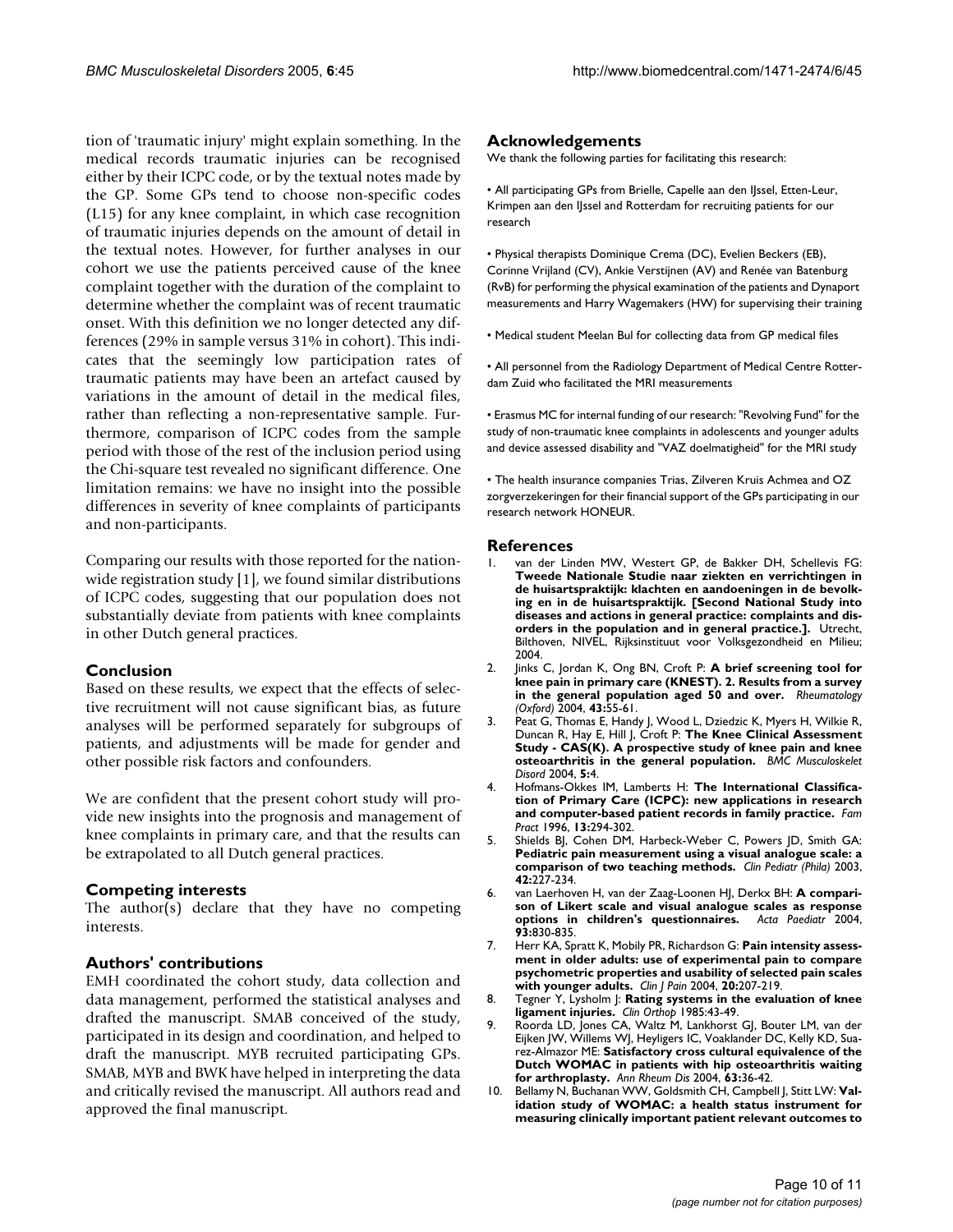tion of 'traumatic injury' might explain something. In the medical records traumatic injuries can be recognised either by their ICPC code, or by the textual notes made by the GP. Some GPs tend to choose non-specific codes (L15) for any knee complaint, in which case recognition of traumatic injuries depends on the amount of detail in the textual notes. However, for further analyses in our cohort we use the patients perceived cause of the knee complaint together with the duration of the complaint to determine whether the complaint was of recent traumatic onset. With this definition we no longer detected any differences (29% in sample versus 31% in cohort). This indicates that the seemingly low participation rates of traumatic patients may have been an artefact caused by variations in the amount of detail in the medical files, rather than reflecting a non-representative sample. Furthermore, comparison of ICPC codes from the sample period with those of the rest of the inclusion period using the Chi-square test revealed no significant difference. One limitation remains: we have no insight into the possible differences in severity of knee complaints of participants and non-participants.

Comparing our results with those reported for the nationwide registration study [1], we found similar distributions of ICPC codes, suggesting that our population does not substantially deviate from patients with knee complaints in other Dutch general practices.

## Conclusion

Based on these results, we expect that the effects of selective recruitment will not cause significant bias, as future analyses will be performed separately for subgroups of patients, and adjustments will be made for gender and other possible risk factors and confounders.

We are confident that the present cohort study will provide new insights into the prognosis and management of knee complaints in primary care, and that the results can be extrapolated to all Dutch general practices.

## Competing interests

The author(s) declare that they have no competing interests.

## Authors' contributions

EMH coordinated the cohort study, data collection and data management, performed the statistical analyses and drafted the manuscript. SMAB conceived of the study, participated in its design and coordination, and helped to draft the manuscript. MYB recruited participating GPs. SMAB, MYB and BWK have helped in interpreting the data and critically revised the manuscript. All authors read and approved the final manuscript.

## Acknowledgements

We thank the following parties for facilitating this research:

• All participating GPs from Brielle, Capelle aan den IJssel, Etten-Leur, Krimpen aan den IJssel and Rotterdam for recruiting patients for our research

• Physical therapists Dominique Crema (DC), Evelien Beckers (EB), Corinne Vrijland (CV), Ankie Verstijnen (AV) and Renée van Batenburg (RvB) for performing the physical examination of the patients and Dynaport measurements and Harry Wagemakers (HW) for supervising their training

• Medical student Meelan Bul for collecting data from GP medical files

• All personnel from the Radiology Department of Medical Centre Rotterdam Zuid who facilitated the MRI measurements

• Erasmus MC for internal funding of our research: "Revolving Fund" for the study of non-traumatic knee complaints in adolescents and younger adults and device assessed disability and "VAZ doelmatigheid" for the MRI study

• The health insurance companies Trias, Zilveren Kruis Achmea and OZ zorgverzekeringen for their financial support of the GPs participating in our research network HONEUR.

## References

1. van der Linden MW, Westert GP, de Bakker DH, Schellevis FG: **Tweede Nationale Studie naar ziekten en verrichtingen in de huisartspraktijk: klachten en aandoeningen in de bevolking en in de huisartspraktijk. [Second National Study into diseases and actions in general practice: complaints and disorders in the population and in general practice.].** Utrecht, Bilthoven, NIVEL, Rijksinstituut voor Volksgezondheid en Milieu; 2004.
2. Jinks C, Jordan K, Ong BN, Croft P: **A brief screening tool for knee pain in primary care (KNEST). 2. Results from a survey in the general population aged 50 and over.** *Rheumatology (Oxford)* 2004, **43:**55-61.
3. Peat G, Thomas E, Handy J, Wood L, Dziedzic K, Myers H, Wilkie R, Duncan R, Hay E, Hill J, Croft P: **The Knee Clinical Assessment Study - CAS(K). A prospective study of knee pain and knee osteoarthritis in the general population.** *BMC Musculoskelet Disord* 2004, **5:**4.
4. Hofmans-Okkes IM, Lamberts H: **The International Classification of Primary Care (ICPC): new applications in research and computer-based patient records in family practice.** *Fam Pract* 1996, **13:**294-302.
5. Shields BJ, Cohen DM, Harbeck-Weber C, Powers JD, Smith GA: **Pediatric pain measurement using a visual analogue scale: a comparison of two teaching methods.** *Clin Pediatr (Phila)* 2003, **42:**227-234.
6. van Laerhoven H, van der Zaag-Loonen HJ, Derkx BH: **A comparison of Likert scale and visual analogue scales as response options in children's questionnaires.** *Acta Paediatr* 2004, **93:**830-835.
7. Herr KA, Spratt K, Mobily PR, Richardson G: **Pain intensity assessment in older adults: use of experimental pain to compare psychometric properties and usability of selected pain scales with younger adults.** *Clin J Pain* 2004, **20:**207-219.
8. Tegner Y, Lysholm J: **Rating systems in the evaluation of knee ligament injuries.** *Clin Orthop* 1985:43-49.
9. Roorda LD, Jones CA, Waltz M, Lankhorst GJ, Bouter LM, van der Eijken JW, Willems WJ, Heyligers IC, Voaklander DC, Kelly KD, Suarez-Almazor ME: **Satisfactory cross cultural equivalence of the Dutch WOMAC in patients with hip osteoarthritis waiting for arthroplasty.** *Ann Rheum Dis* 2004, **63:**36-42.
10. Bellamy N, Buchanan WW, Goldsmith CH, Campbell J, Stitt LW: **Validation study of WOMAC: a health status instrument for measuring clinically important patient relevant outcomes to**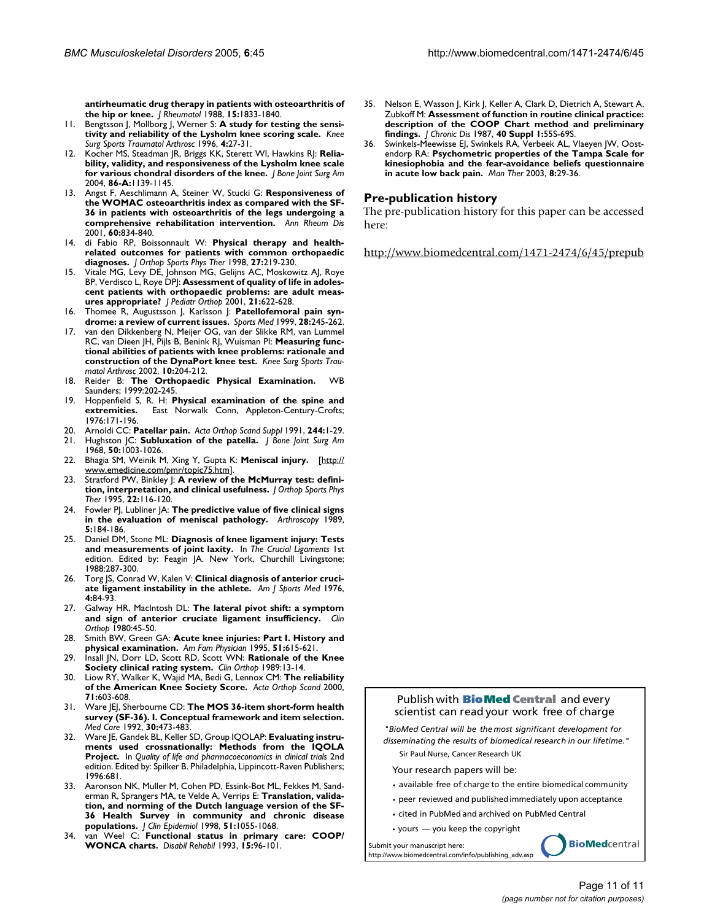antirheumatic drug therapy in patients with osteoarthritis of the hip or knee.** *J Rheumatol* 1988, **15:**1833-1840.

11. Bengtsson J, Mollborg J, Werner S: **A study for testing the sensitivity and reliability of the Lysholm knee scoring scale.** *Knee Surg Sports Traumatol Arthrosc* 1996, **4:**27-31.
12. Kocher MS, Steadman JR, Briggs KK, Sterett WI, Hawkins RJ: **Reliability, validity, and responsiveness of the Lysholm knee scale for various chondral disorders of the knee.** *J Bone Joint Surg Am* 2004, **86-A:**1139-1145.
13. Angst F, Aeschlimann A, Steiner W, Stucki G: **Responsiveness of the WOMAC osteoarthritis index as compared with the SF-36 in patients with osteoarthritis of the legs undergoing a comprehensive rehabilitation intervention.** *Ann Rheum Dis* 2001, **60:**834-840.
14. di Fabio RP, Boissonnault W: **Physical therapy and health-related outcomes for patients with common orthopaedic diagnoses.** *J Orthop Sports Phys Ther* 1998, **27:**219-230.
15. Vitale MG, Levy DE, Johnson MG, Gelijns AC, Moskowitz AJ, Roye BP, Verdisco L, Roye DPJ: **Assessment of quality of life in adolescent patients with orthopaedic problems: are adult measures appropriate?** *J Pediatr Orthop* 2001, **21:**622-628.
16. Thomee R, Augustsson J, Karlsson J: **Patellofemoral pain syndrome: a review of current issues.** *Sports Med* 1999, **28:**245-262.
17. van den Dikkenberg N, Meijer OG, van der Slikke RM, van Lummel RC, van Dieen JH, Pijls B, Benink RJ, Wuisman PI: **Measuring functional abilities of patients with knee problems: rationale and construction of the DynaPort knee test.** *Knee Surg Sports Traumatol Arthrosc* 2002, **10:**204-212.
18. Reider B: **The Orthopaedic Physical Examination.** WB Saunders; 1999:202-245.
19. Hoppenfield S, R. H: **Physical examination of the spine and extremities.** East Norwalk Conn, Appleton-Century-Crofts; 1976:171-196.
20. Arnoldi CC: **Patellar pain.** *Acta Orthop Scand Suppl* 1991, **244:**1-29.
21. Hughston JC: **Subluxation of the patella.** *J Bone Joint Surg Am* 1968, **50:**1003-1026.
22. Bhagia SM, Weinik M, Xing Y, Gupta K: **Meniscal injury.** [http://www.emedicine.com/pmr/topic75.htm].
23. Stratford PW, Binkley J: **A review of the McMurray test: definition, interpretation, and clinical usefulness.** *J Orthop Sports Phys Ther* 1995, **22:**116-120.
24. Fowler PJ, Lubliner JA: **The predictive value of five clinical signs in the evaluation of meniscal pathology.** *Arthroscopy* 1989, **5:**184-186.
25. Daniel DM, Stone ML: **Diagnosis of knee ligament injury: Tests and measurements of joint laxity.** In *The Crucial Ligaments* 1st edition. Edited by: Feagin JA. New York, Churchill Livingstone; 1988:287-300.
26. Torg JS, Conrad W, Kalen V: **Clinical diagnosis of anterior cruciate ligament instability in the athlete.** *Am J Sports Med* 1976, **4:**84-93.
27. Galway HR, MacIntosh DL: **The lateral pivot shift: a symptom and sign of anterior cruciate ligament insufficiency.** *Clin Orthop* 1980:45-50.
28. Smith BW, Green GA: **Acute knee injuries: Part I. History and physical examination.** *Am Fam Physician* 1995, **51:**615-621.
29. Insall JN, Dorr LD, Scott RD, Scott WN: **Rationale of the Knee Society clinical rating system.** *Clin Orthop* 1989:13-14.
30. Liow RY, Walker K, Wajid MA, Bedi G, Lennox CM: **The reliability of the American Knee Society Score.** *Acta Orthop Scand* 2000, **71:**603-608.
31. Ware JEJ, Sherbourne CD: **The MOS 36-item short-form health survey (SF-36). I. Conceptual framework and item selection.** *Med Care* 1992, **30:**473-483.
32. Ware JE, Gandek BL, Keller SD, Group IQOLAP: **Evaluating instruments used crossnationally: Methods from the IQOLA Project.** In *Quality of life and pharmacoeconomics in clinical trials* 2nd edition. Edited by: Spilker B. Philadelphia, Lippincott-Raven Publishers; 1996:681.
33. Aaronson NK, Muller M, Cohen PD, Essink-Bot ML, Fekkes M, Sanderman R, Sprangers MA, te Velde A, Verrips E: **Translation, validation, and norming of the Dutch language version of the SF-36 Health Survey in community and chronic disease populations.** *J Clin Epidemiol* 1998, **51:**1055-1068.
34. van Weel C: **Functional status in primary care: COOP/WONCA charts.** *Disabil Rehabil* 1993, **15:**96-101.
35. Nelson E, Wasson J, Kirk J, Keller A, Clark D, Dietrich A, Stewart A, Zubkoff M: **Assessment of function in routine clinical practice: description of the COOP Chart method and preliminary findings.** *J Chronic Dis* 1987, **40 Suppl 1:**55S-69S.
36. Swinkels-Meewisse EJ, Swinkels RA, Verbeek AL, Vlaeyen JW, Oostendorp RA: **Psychometric properties of the Tampa Scale for kinesiophobia and the fear-avoidance beliefs questionnaire in acute low back pain.** *Man Ther* 2003, **8:**29-36.

## Pre-publication history

The pre-publication history for this paper can be accessed here:

http://www.biomedcentral.com/1471-2474/6/45/prepub

Publish with **BioMed Central** and every scientist can read your work free of charge

*"BioMed Central will be the most significant development for disseminating the results of biomedical research in our lifetime."*
Sir Paul Nurse, Cancer Research UK

Your research papers will be:

- available free of charge to the entire biomedical community
- peer reviewed and published immediately upon acceptance
- cited in PubMed and archived on PubMed Central
- yours — you keep the copyright

Submit your manuscript here:
http://www.biomedcentral.com/info/publishing_adv.asp

BioMedcentral